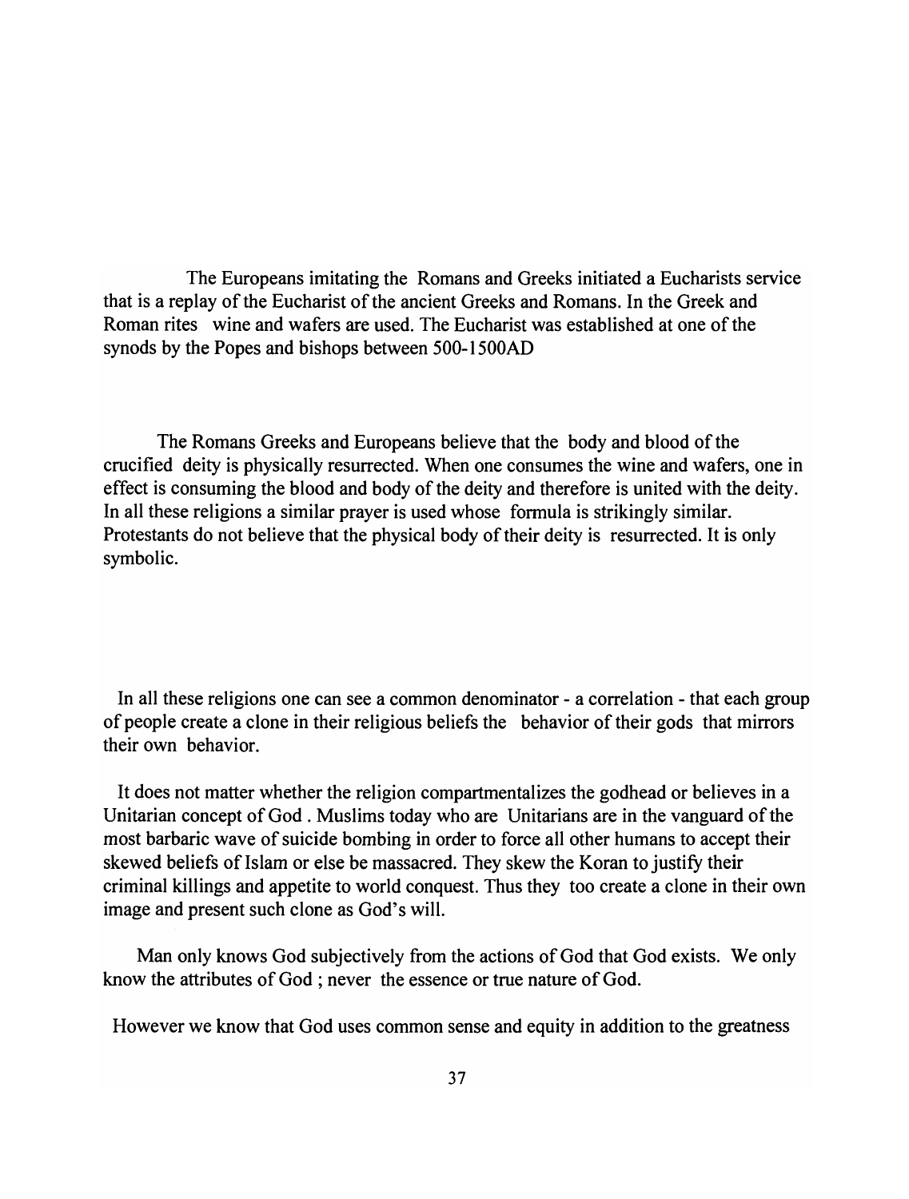The Europeans imitating the Romans and Greeks initiated a Eucharists service that is a replay of the Eucharist of the ancient Greeks and Romans. In the Greek and Roman rites wine and wafers are used. The Eucharist was established at one of the synods by the Popes and bishops between 500-1500AD

The Romans Greeks and Europeans believe that the body and blood of the crucified deity is physically resurrected. When one consumes the wine and wafers, one in effect is consuming the blood and body of the deity and therefore is united with the deity. In all these religions a similar prayer is used whose formula is strikingly similar. Protestants do not believe that the physical body of their deity is resurrected. It is only symbolic.

In all these religions one can see a common denominator - a correlation - that each group of people create a clone in their religious beliefs the behavior of their gods that mirrors their own behavior.

It does not matter whether the religion compartmentalizes the godhead or believes in a Unitarian concept of God . Muslims today who are Unitarians are in the vanguard of the most barbaric wave of suicide bombing in order to force all other humans to accept their skewed beliefs of Islam or else be massacred. They skew the Koran to justify their criminal killings and appetite to world conquest. Thus they too create a clone in their own image and present such clone as God's will.

Man only knows God subjectively from the actions of God that God exists. We only know the attributes of God ; never the essence or true nature of God.

However we know that God uses common sense and equity in addition to the greatness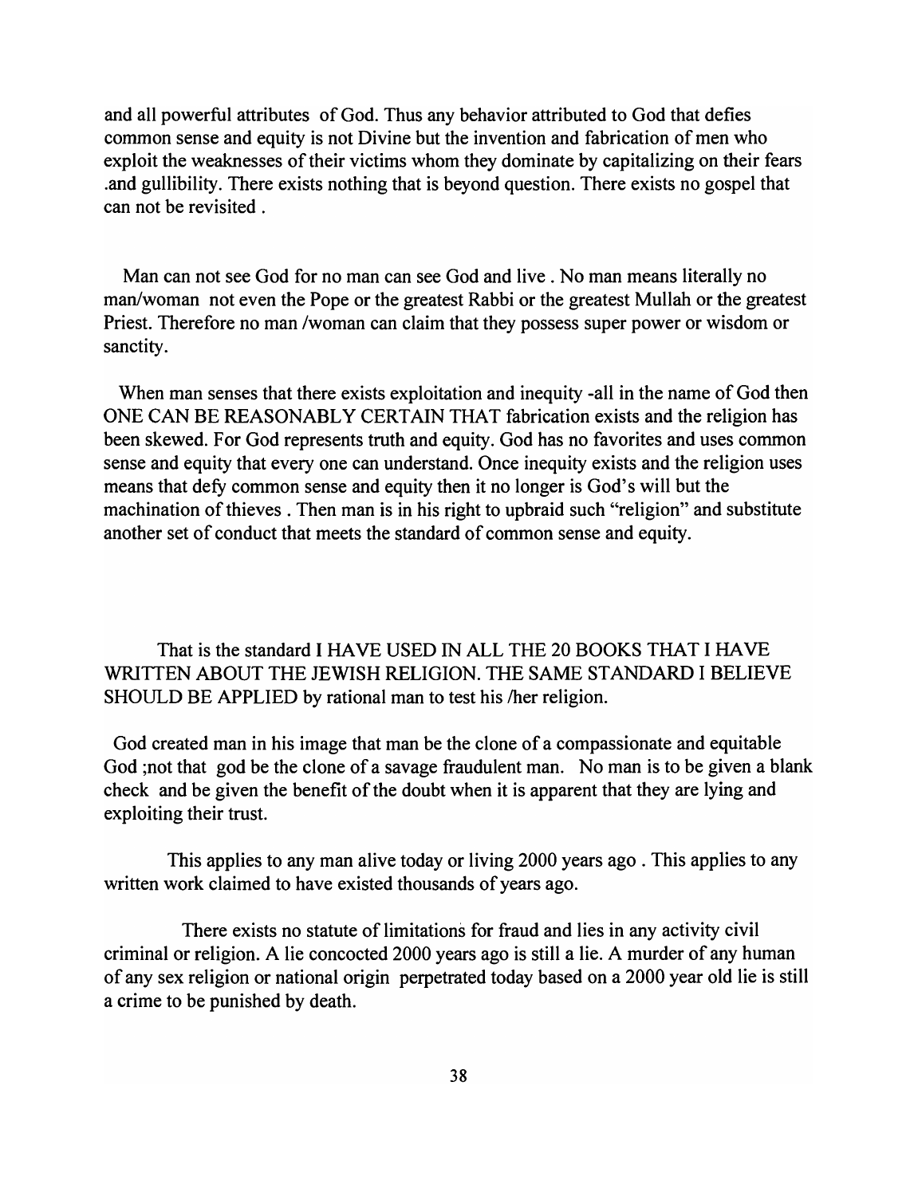and all powerful attributes of God. Thus any behavior attributed to God that defies common sense and equity is not Divine but the invention and fabrication of men who exploit the weaknesses of their victims whom they dominate by capitalizing on their fears .and gullibility. There exists nothing that is beyond question. There exists no gospel that can not be revisited .

Man can not see God for no man can see God and live . No man means literally no man/woman not even the Pope or the greatest Rabbi or the greatest Mullah or the greatest Priest. Therefore no man /woman can claim that they possess super power or wisdom or sanctity.

When man senses that there exists exploitation and inequity -all in the name of God then ONE CAN BE REASONABLY CERTAIN THAT fabrication exists and the religion has been skewed. For God represents truth and equity. God has no favorites and uses common sense and equity that every one can understand. Once inequity exists and the religion uses means that defy common sense and equity then it no longer is God's will but the machination of thieves . Then man is in his right to upbraid such "religion" and substitute another set of conduct that meets the standard of common sense and equity.

That is the standard I HAVE USED IN ALL THE 20 BOOKS THAT I HAVE WRITTEN ABOUT THE JEWISH RELIGION. THE SAME STANDARD I BELIEVE SHOULD BE APPLIED by rational man to test his /her religion.

God created man in his image that man be the clone of a compassionate and equitable God ;not that god be the clone of a savage fraudulent man. No man is to be given a blank check and be given the benefit of the doubt when it is apparent that they are lying and exploiting their trust.

This applies to any man alive today or living 2000 years ago . This applies to any written work claimed to have existed thousands of years ago.

There exists no statute of limitations for fraud and lies in any activity civil criminal or religion. A lie concocted 2000 years ago is still a lie. A murder of any human of any sex religion or national origin perpetrated today based on a 2000 year old lie is still a crime to be punished by death.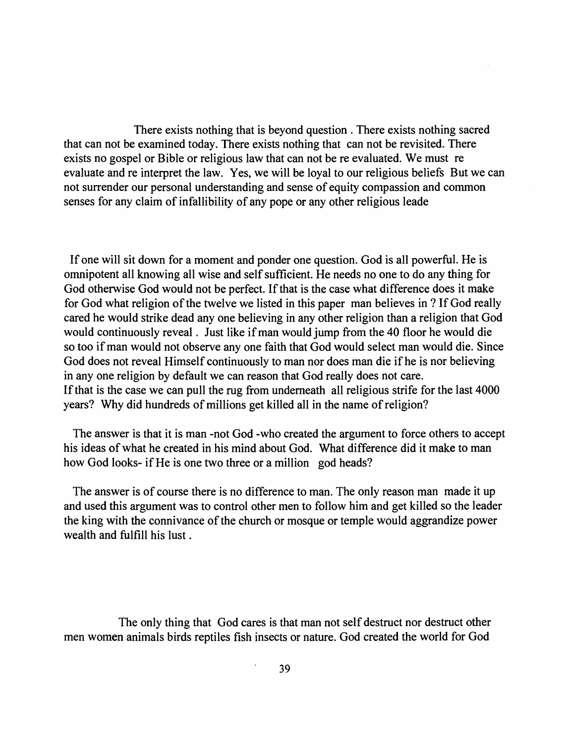There exists nothing that is beyond question . There exists nothing sacred that can not be examined today. There exists nothing that can not be revisited. There exists no gospel or Bible or religious law that can not be re evaluated. We must re evaluate and re interpret the law. Yes, we will be loyal to our religious beliefs But we can not surrender our personal understanding and sense of equity compassion and common senses for any claim of infallibility of any pope or any other religious leade

If one will sit down for a moment and ponder one question. God is all powerful. He is omnipotent all knowing all wise and self sufficient. He needs no one to do any thing for God otherwise God would not be perfect. If that is the case what difference does it make for God what religion of the twelve we listed in this paper man believes in ? If God really cared he would strike dead any one believing in any other religion than a religion that God would continuously reveal . Just like if man would jump from the 40 floor he would die so too if man would not observe any one faith that God would select man would die. Since God does not reveal Himself continuously to man nor does man die if he is nor believing in any one religion by default we can reason that God really does not care.
If that is the case we can pull the rug from underneath all religious strife for the last 4000 years? Why did hundreds of millions get killed all in the name of religion?

The answer is that it is man -not God -who created the argument to force others to accept his ideas of what he created in his mind about God. What difference did it make to man how God looks- if He is one two three or a million god heads?

The answer is of course there is no difference to man. The only reason man made it up and used this argument was to control other men to follow him and get killed so the leader the king with the connivance of the church or mosque or temple would aggrandize power wealth and fulfill his lust .

The only thing that God cares is that man not self destruct nor destruct other men women animals birds reptiles fish insects or nature. God created the world for God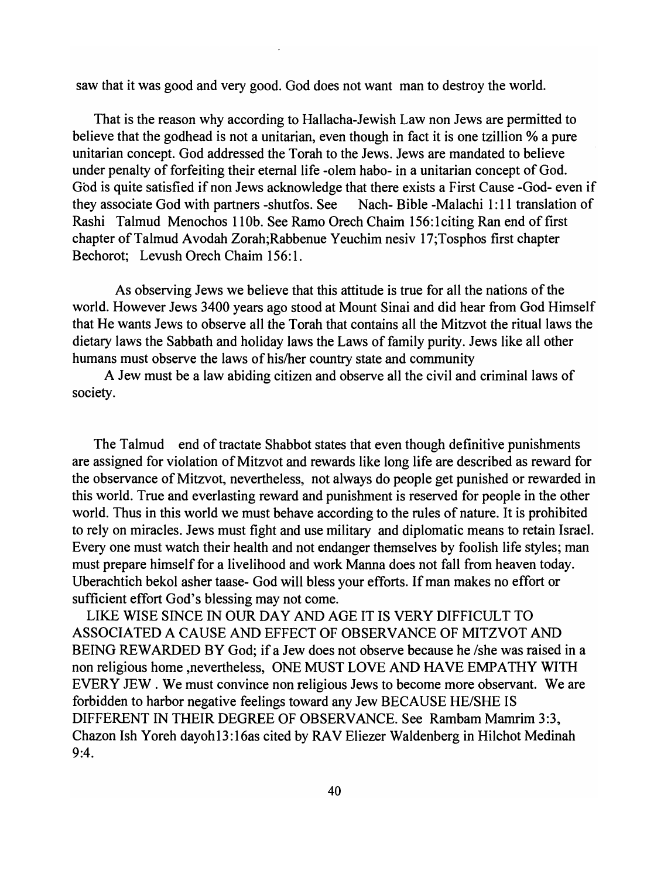saw that it was good and very good. God does not want man to destroy the world.

That is the reason why according to Hallacha-Jewish Law non Jews are permitted to believe that the godhead is not a unitarian, even though in fact it is one tzillion % a pure unitarian concept. God addressed the Torah to the Jews. Jews are mandated to believe under penalty of forfeiting their eternal life -olem habo- in a unitarian concept of God. God is quite satisfied if non Jews acknowledge that there exists a First Cause -God- even if they associate God with partners -shutfos. See Nach- Bible -Malachi 1:11 translation of Rashi Talmud Menochos 110b. See Ramo Orech Chaim 156:1citing Ran end of first chapter of Talmud Avodah Zorah;Rabbenue Yeuchim nesiv 17;Tosphos first chapter Bechorot; Levush Orech Chaim 156:1.

As observing Jews we believe that this attitude is true for all the nations of the world. However Jews 3400 years ago stood at Mount Sinai and did hear from God Himself that He wants Jews to observe all the Torah that contains all the Mitzvot the ritual laws the dietary laws the Sabbath and holiday laws the Laws of family purity. Jews like all other humans must observe the laws of his/her country state and community

A Jew must be a law abiding citizen and observe all the civil and criminal laws of society.

The Talmud end of tractate Shabbot states that even though definitive punishments are assigned for violation of Mitzvot and rewards like long life are described as reward for the observance of Mitzvot, nevertheless, not always do people get punished or rewarded in this world. True and everlasting reward and punishment is reserved for people in the other world. Thus in this world we must behave according to the rules of nature. It is prohibited to rely on miracles. Jews must fight and use military and diplomatic means to retain Israel. Every one must watch their health and not endanger themselves by foolish life styles; man must prepare himself for a livelihood and work Manna does not fall from heaven today. Uberachtich bekol asher taase- God will bless your efforts. If man makes no effort or sufficient effort God's blessing may not come.

LIKE WISE SINCE IN OUR DAY AND AGE IT IS VERY DIFFICULT TO ASSOCIATED A CAUSE AND EFFECT OF OBSERVANCE OF MITZVOT AND BEING REWARDED BY God; if a Jew does not observe because he /she was raised in a non religious home ,nevertheless, ONE MUST LOVE AND HAVE EMPATHY WITH EVERY JEW . We must convince non religious Jews to become more observant. We are forbidden to harbor negative feelings toward any Jew BECAUSE HE/SHE IS DIFFERENT IN THEIR DEGREE OF OBSERVANCE. See Rambam Mamrim 3:3, Chazon Ish Yoreh dayoh13:16as cited by RAV Eliezer Waldenberg in Hilchot Medinah 9:4.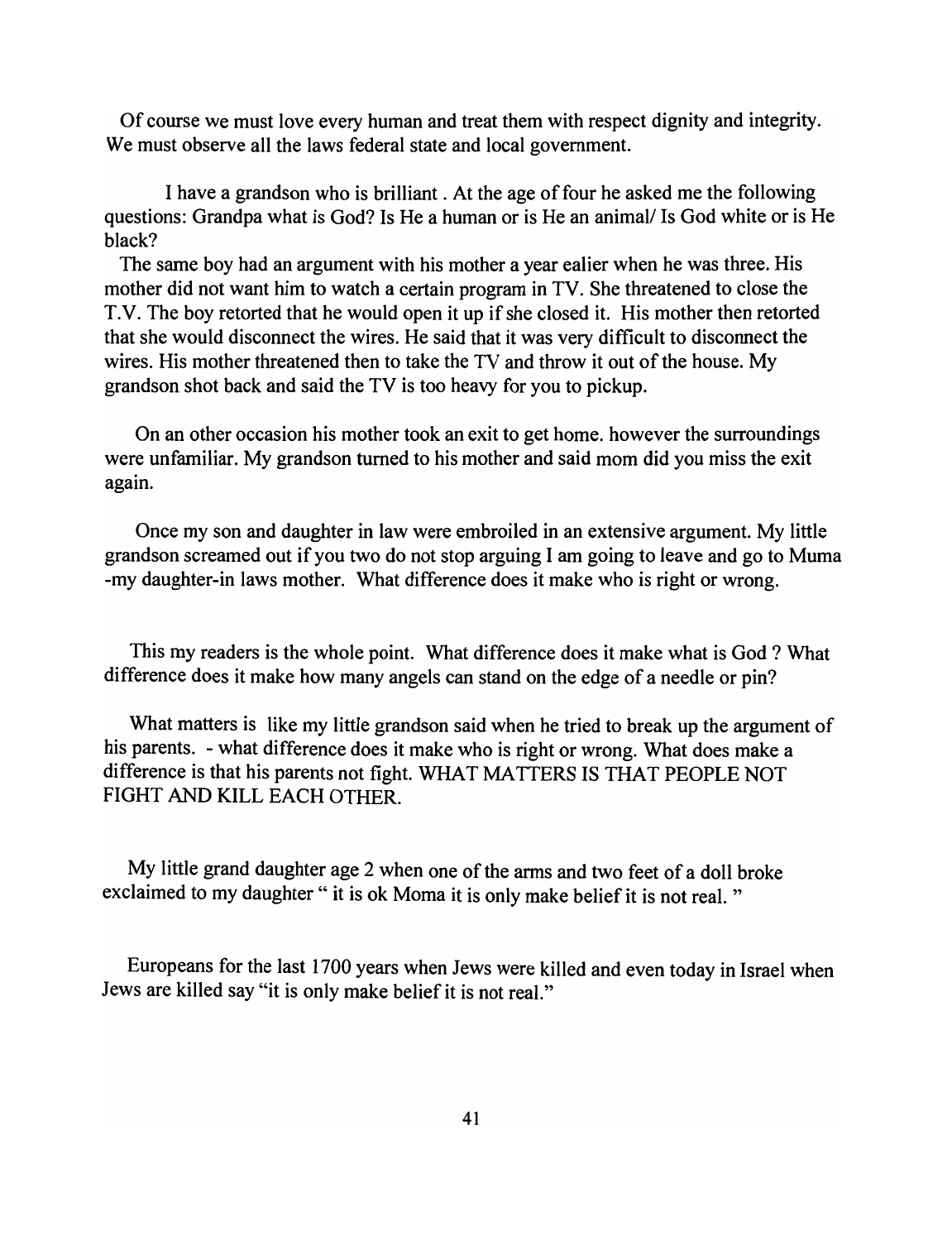Of course we must love every human and treat them with respect dignity and integrity. We must observe all the laws federal state and local government.

I have a grandson who is brilliant . At the age of four he asked me the following questions: Grandpa what is God? Is He a human or is He an animal/ Is God white or is He black?

The same boy had an argument with his mother a year ealier when he was three. His mother did not want him to watch a certain program in TV. She threatened to close the T.V. The boy retorted that he would open it up if she closed it. His mother then retorted that she would disconnect the wires. He said that it was very difficult to disconnect the wires. His mother threatened then to take the TV and throw it out of the house. My grandson shot back and said the TV is too heavy for you to pickup.

On an other occasion his mother took an exit to get home. however the surroundings were unfamiliar. My grandson turned to his mother and said mom did you miss the exit again.

Once my son and daughter in law were embroiled in an extensive argument. My little grandson screamed out if you two do not stop arguing I am going to leave and go to Muma -my daughter-in laws mother. What difference does it make who is right or wrong.

This my readers is the whole point. What difference does it make what is God ? What difference does it make how many angels can stand on the edge of a needle or pin?

What matters is like my little grandson said when he tried to break up the argument of his parents. - what difference does it make who is right or wrong. What does make a difference is that his parents not fight. WHAT MATTERS IS THAT PEOPLE NOT FIGHT AND KILL EACH OTHER.

My little grand daughter age 2 when one of the arms and two feet of a doll broke exclaimed to my daughter " it is ok Moma it is only make belief it is not real. "

Europeans for the last 1700 years when Jews were killed and even today in Israel when Jews are killed say "it is only make belief it is not real."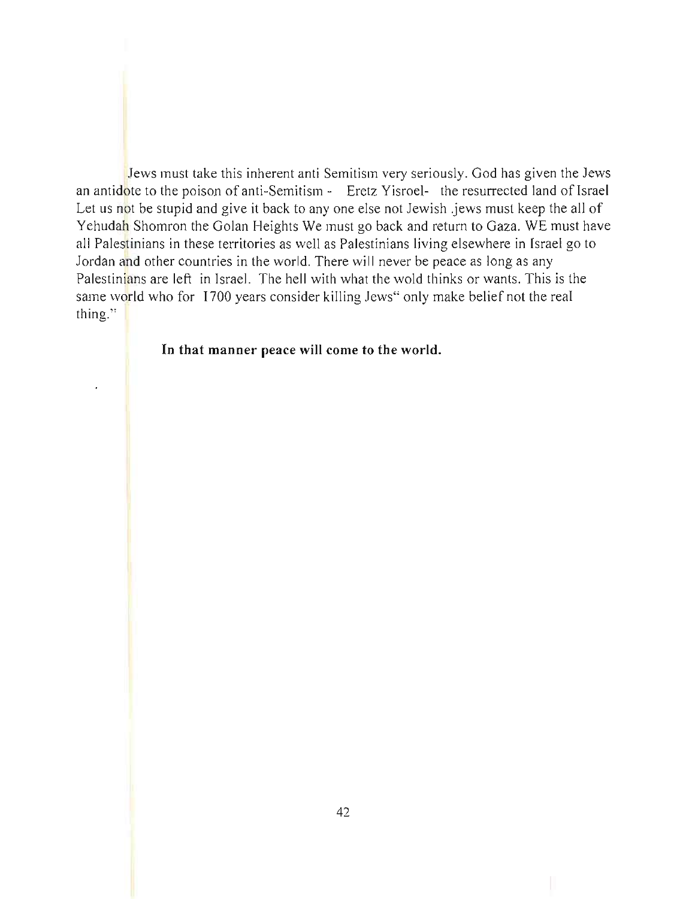Jews must take this inherent anti Semitism very seriously. God has given the Jews an antidote to the poison of anti-Semitism - Eretz Yisroel- the resurrected land of Israel Let us not be stupid and give it back to any one else not Jewish .jews must keep the all of Yehudah Shomron the Golan Heights We must go back and return to Gaza. WE must have all Palestinians in these territories as well as Palestinians living elsewhere in Israel go to Jordan and other countries in the world. There will never be peace as long as any Palestinians are left in Israel. The hell with what the wold thinks or wants. This is the same world who for 1700 years consider killing Jews" only make belief not the real thing."

**In that manner peace will come to the world.**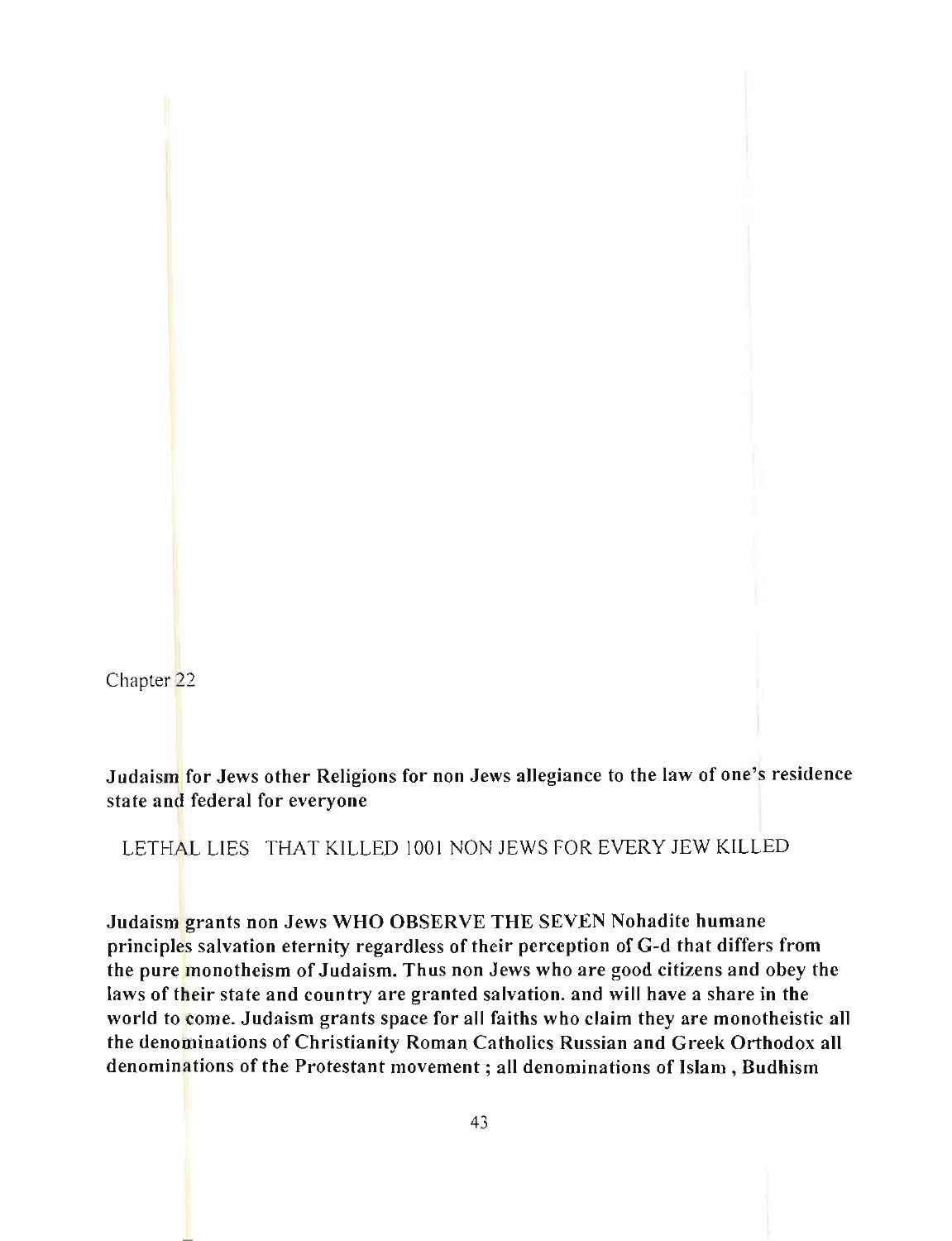Chapter 22

**Judaism for Jews other Religions for non Jews allegiance to the law of one's residence state and federal for everyone**

LETHAL LIES THAT KILLED 1001 NON JEWS FOR EVERY JEW KILLED

**Judaism grants non Jews WHO OBSERVE THE SEVEN Nohadite humane principles salvation eternity regardless of their perception of G-d that differs from the pure monotheism of Judaism. Thus non Jews who are good citizens and obey the laws of their state and country are granted salvation. and will have a share in the world to come. Judaism grants space for all faiths who claim they are monotheistic all the denominations of Christianity Roman Catholics Russian and Greek Orthodox all denominations of the Protestant movement ; all denominations of Islam , Budhism**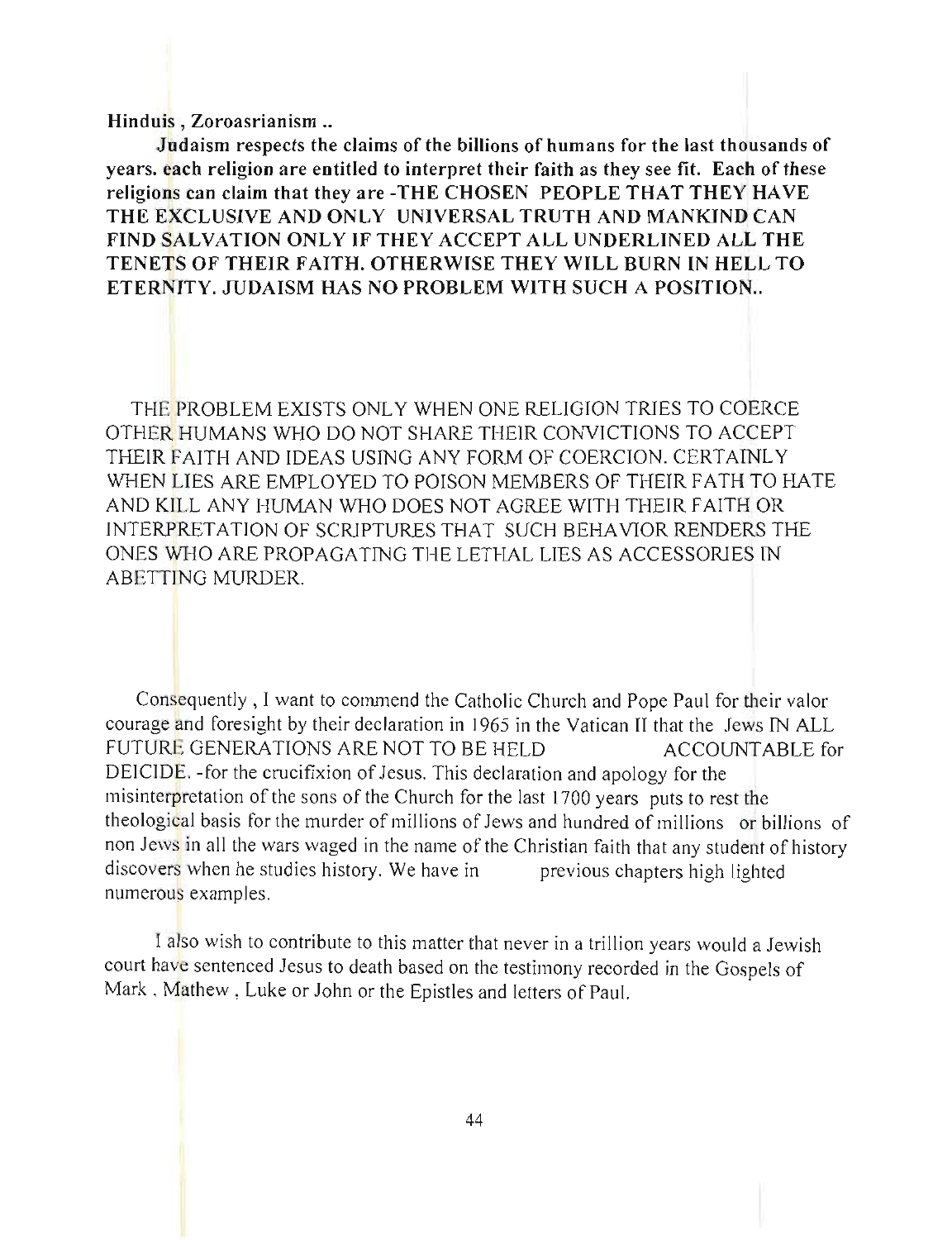**Hinduis , Zoroasrianism ..**

**Judaism respects the claims of the billions of humans for the last thousands of years. each religion are entitled to interpret their faith as they see fit. Each of these religions can claim that they are -THE CHOSEN PEOPLE THAT THEY HAVE THE EXCLUSIVE AND ONLY UNIVERSAL TRUTH AND MANKIND CAN FIND SALVATION ONLY IF THEY ACCEPT ALL UNDERLINED ALL THE TENETS OF THEIR FAITH. OTHERWISE THEY WILL BURN IN HELL TO ETERNITY. JUDAISM HAS NO PROBLEM WITH SUCH A POSITION..**

THE PROBLEM EXISTS ONLY WHEN ONE RELIGION TRIES TO COERCE OTHER HUMANS WHO DO NOT SHARE THEIR CONVICTIONS TO ACCEPT THEIR FAITH AND IDEAS USING ANY FORM OF COERCION. CERTAINLY WHEN LIES ARE EMPLOYED TO POISON MEMBERS OF THEIR FATH TO HATE AND KILL ANY HUMAN WHO DOES NOT AGREE WITH THEIR FAITH OR INTERPRETATION OF SCRIPTURES THAT SUCH BEHAVIOR RENDERS THE ONES WHO ARE PROPAGATING THE LETHAL LIES AS ACCESSORIES IN ABETTING MURDER.

Consequently , I want to commend the Catholic Church and Pope Paul for their valor courage and foresight by their declaration in 1965 in the Vatican II that the Jews IN ALL FUTURE GENERATIONS ARE NOT TO BE HELD ACCOUNTABLE for DEICIDE. -for the crucifixion of Jesus. This declaration and apology for the misinterpretation of the sons of the Church for the last 1700 years puts to rest the theological basis for the murder of millions of Jews and hundred of millions or billions of non Jews in all the wars waged in the name of the Christian faith that any student of history discovers when he studies history. We have in previous chapters high lighted numerous examples.

I also wish to contribute to this matter that never in a trillion years would a Jewish court have sentenced Jesus to death based on the testimony recorded in the Gospels of Mark , Mathew , Luke or John or the Epistles and letters of Paul.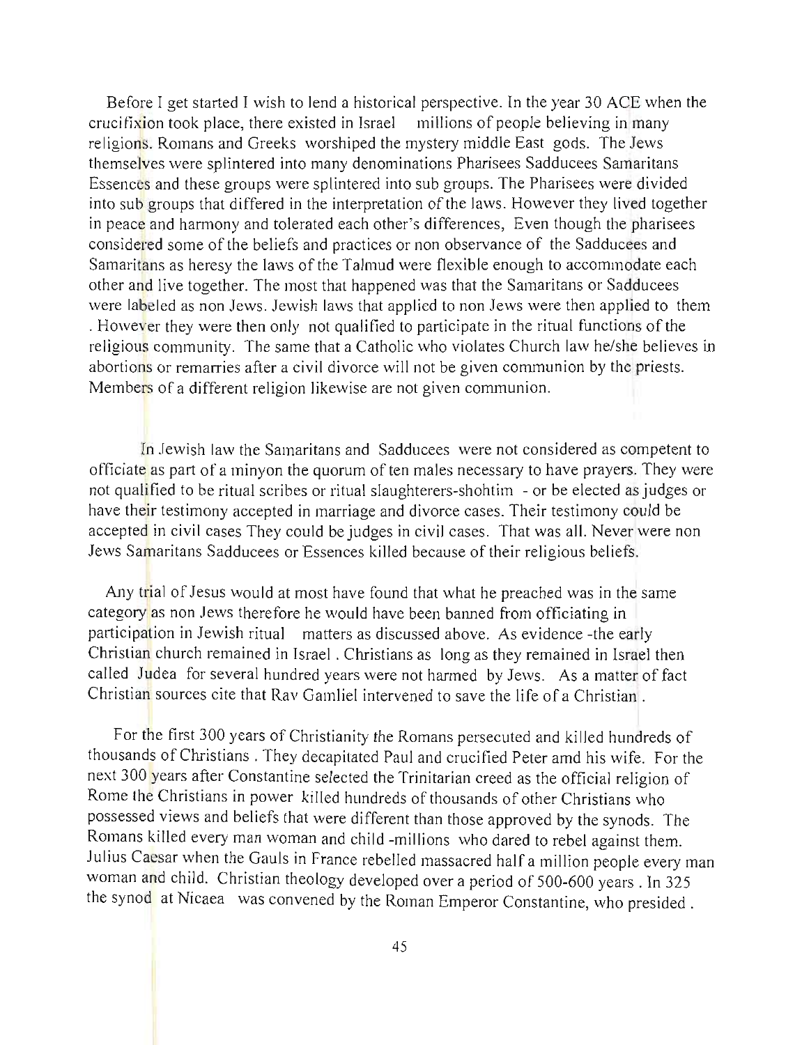Before I get started I wish to lend a historical perspective. In the year 30 ACE when the crucifixion took place, there existed in Israel millions of people believing in many religions. Romans and Greeks worshiped the mystery middle East gods. The Jews themselves were splintered into many denominations Pharisees Sadducees Samaritans Essences and these groups were splintered into sub groups. The Pharisees were divided into sub groups that differed in the interpretation of the laws. However they lived together in peace and harmony and tolerated each other's differences, Even though the pharisees considered some of the beliefs and practices or non observance of the Sadducees and Samaritans as heresy the laws of the Talmud were flexible enough to accommodate each other and live together. The most that happened was that the Samaritans or Sadducees were labeled as non Jews. Jewish laws that applied to non Jews were then applied to them . However they were then only not qualified to participate in the ritual functions of the religious community. The same that a Catholic who violates Church law he/she believes in abortions or remarries after a civil divorce will not be given communion by the priests. Members of a different religion likewise are not given communion.

In Jewish law the Samaritans and Sadducees were not considered as competent to officiate as part of a minyon the quorum of ten males necessary to have prayers. They were not qualified to be ritual scribes or ritual slaughterers-shohtim - or be elected as judges or have their testimony accepted in marriage and divorce cases. Their testimony could be accepted in civil cases They could be judges in civil cases. That was all. Never were non Jews Samaritans Sadducees or Essences killed because of their religious beliefs.

Any trial of Jesus would at most have found that what he preached was in the same category as non Jews therefore he would have been banned from officiating in participation in Jewish ritual matters as discussed above. As evidence -the early Christian church remained in Israel . Christians as long as they remained in Israel then called Judea for several hundred years were not harmed by Jews. As a matter of fact Christian sources cite that Rav Gamliel intervened to save the life of a Christian .

For the first 300 years of Christianity the Romans persecuted and killed hundreds of thousands of Christians . They decapitated Paul and crucified Peter amd his wife. For the next 300 years after Constantine selected the Trinitarian creed as the official religion of Rome the Christians in power killed hundreds of thousands of other Christians who possessed views and beliefs that were different than those approved by the synods. The Romans killed every man woman and child -millions who dared to rebel against them. Julius Caesar when the Gauls in France rebelled massacred half a million people every man woman and child. Christian theology developed over a period of 500-600 years . In 325 the synod at Nicaea was convened by the Roman Emperor Constantine, who presided .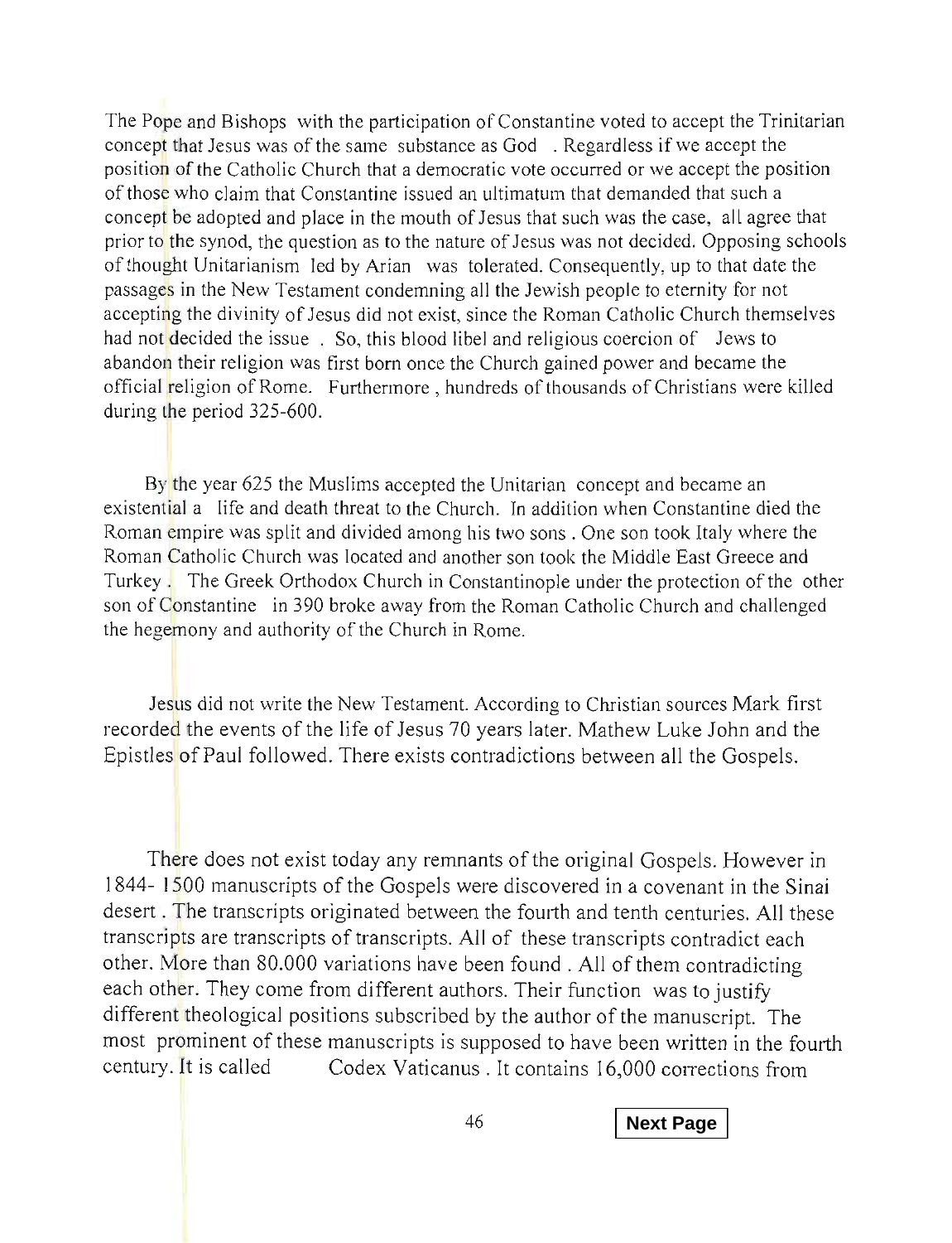The Pope and Bishops with the participation of Constantine voted to accept the Trinitarian concept that Jesus was of the same substance as God . Regardless if we accept the position of the Catholic Church that a democratic vote occurred or we accept the position of those who claim that Constantine issued an ultimatum that demanded that such a concept be adopted and place in the mouth of Jesus that such was the case, all agree that prior to the synod, the question as to the nature of Jesus was not decided. Opposing schools of thought Unitarianism led by Arian was tolerated. Consequently, up to that date the passages in the New Testament condemning all the Jewish people to eternity for not accepting the divinity of Jesus did not exist, since the Roman Catholic Church themselves had not decided the issue . So, this blood libel and religious coercion of Jews to abandon their religion was first born once the Church gained power and became the official religion of Rome. Furthermore , hundreds of thousands of Christians were killed during the period 325-600.

By the year 625 the Muslims accepted the Unitarian concept and became an existential a life and death threat to the Church. In addition when Constantine died the Roman empire was split and divided among his two sons . One son took Italy where the Roman Catholic Church was located and another son took the Middle East Greece and Turkey . The Greek Orthodox Church in Constantinople under the protection of the other son of Constantine in 390 broke away from the Roman Catholic Church and challenged the hegemony and authority of the Church in Rome.

Jesus did not write the New Testament. According to Christian sources Mark first recorded the events of the life of Jesus 70 years later. Mathew Luke John and the Epistles of Paul followed. There exists contradictions between all the Gospels.

There does not exist today any remnants of the original Gospels. However in 1844- 1500 manuscripts of the Gospels were discovered in a covenant in the Sinai desert . The transcripts originated between the fourth and tenth centuries. All these transcripts are transcripts of transcripts. All of these transcripts contradict each other. More than 80.000 variations have been found . All of them contradicting each other. They come from different authors. Their function was to justify different theological positions subscribed by the author of the manuscript. The most prominent of these manuscripts is supposed to have been written in the fourth century. It is called Codex Vaticanus . It contains 16,000 corrections from

**Next Page**